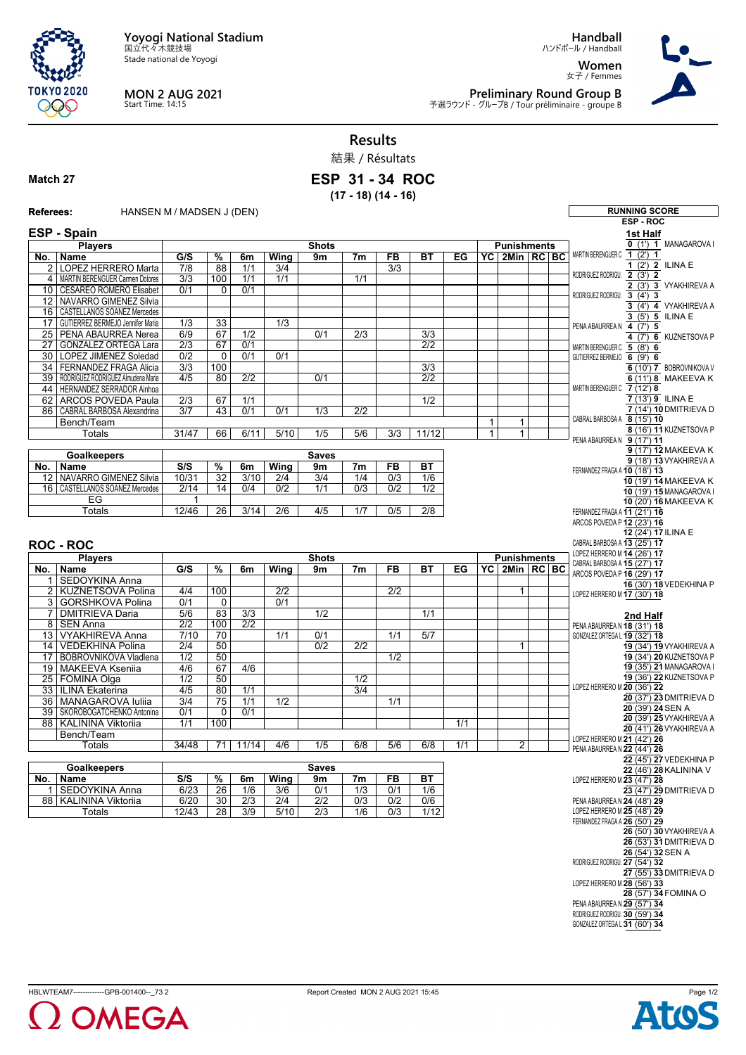Yoyogi National Stadium
国立代々木競技場
Stade national de Yoyogi

**MON 2 AUG 2021**
Start Time: 14:15

**Handball**
ハンドボール / Handball

**Women**
女子 / Femmes

**Preliminary Round Group B**
予選ラウンド - グループB / Tour préliminaire - groupe B

# Results
結果 / Résultats

**Match 27**

## ESP 31 - 34 ROC
**(17 - 18) (14 - 16)**

**Referees:** HANSEN M / MADSEN J (DEN)

### ESP - Spain

| No. | Name | G/S | % | 6m | Wing | 9m | 7m | FB | BT | EG | YC | 2Min | RC | BC |
|---|---|---|---|---|---|---|---|---|---|---|---|---|---|---|
| 2 | LOPEZ HERRERO Marta | 7/8 | 88 | 1/1 | 3/4 | | | 3/3 | | | | | | |
| 4 | MARTIN BERENGUER Carmen Dolores | 3/3 | 100 | 1/1 | 1/1 | | 1/1 | | | | | | | |
| 10 | CESAREO ROMERO Elisabet | 0/1 | 0 | 0/1 | | | | | | | | | | |
| 12 | NAVARRO GIMENEZ Silvia | | | | | | | | | | | | | |
| 16 | CASTELLANOS SOANEZ Mercedes | | | | | | | | | | | | | |
| 17 | GUTIERREZ BERMEJO Jennifer Maria | 1/3 | 33 | | 1/3 | | | | | | | | | |
| 25 | PENA ABAURREA Nerea | 6/9 | 67 | 1/2 | | 0/1 | 2/3 | | 3/3 | | | | | |
| 27 | GONZALEZ ORTEGA Lara | 2/3 | 67 | 0/1 | | | | | 2/2 | | | | | |
| 30 | LOPEZ JIMENEZ Soledad | 0/2 | 0 | 0/1 | 0/1 | | | | | | | | | |
| 34 | FERNANDEZ FRAGA Alicia | 3/3 | 100 | | | | | | 3/3 | | | | | |
| 39 | RODRIGUEZ RODRIGUEZ Almudena Maria | 4/5 | 80 | 2/2 | | 0/1 | | | 2/2 | | | | | |
| 44 | HERNANDEZ SERRADOR Ainhoa | | | | | | | | | | | | | |
| 62 | ARCOS POVEDA Paula | 2/3 | 67 | 1/1 | | | | | 1/2 | | | | | |
| 86 | CABRAL BARBOSA Alexandrina | 3/7 | 43 | 0/1 | 0/1 | 1/3 | 2/2 | | | | | | | |
| | Bench/Team | | | | | | | | | | 1 | 1 | | |
| | Totals | 31/47 | 66 | 6/11 | 5/10 | 1/5 | 5/6 | 3/3 | 11/12 | | 1 | 1 | | |

| No. | Goalkeepers | S/S | % | 6m | Wing | 9m | 7m | FB | BT |
|---|---|---|---|---|---|---|---|---|---|
| 12 | NAVARRO GIMENEZ Silvia | 10/31 | 32 | 3/10 | 2/4 | 3/4 | 1/4 | 0/3 | 1/6 |
| 16 | CASTELLANOS SOANEZ Mercedes | 2/14 | 14 | 0/4 | 0/2 | 1/1 | 0/3 | 0/2 | 1/2 |
| | EG | 1 | | | | | | | |
| | Totals | 12/46 | 26 | 3/14 | 2/6 | 4/5 | 1/7 | 0/5 | 2/8 |

### ROC - ROC

| No. | Name | G/S | % | 6m | Wing | 9m | 7m | FB | BT | EG | YC | 2Min | RC | BC |
|---|---|---|---|---|---|---|---|---|---|---|---|---|---|---|
| 1 | SEDOYKINA Anna | | | | | | | | | | | | | |
| 2 | KUZNETSOVA Polina | 4/4 | 100 | | 2/2 | | | 2/2 | | | | 1 | | |
| 3 | GORSHKOVA Polina | 0/1 | 0 | | 0/1 | | | | | | | | | |
| 7 | DMITRIEVA Daria | 5/6 | 83 | 3/3 | | 1/2 | | | 1/1 | | | | | |
| 8 | SEN Anna | 2/2 | 100 | 2/2 | | | | | | | | | | |
| 13 | VYAKHIREVA Anna | 7/10 | 70 | | 1/1 | 0/1 | | 1/1 | 5/7 | | | | | |
| 14 | VEDEKHINA Polina | 2/4 | 50 | | | 0/2 | 2/2 | | | | | 1 | | |
| 17 | BOBROVNIKOVA Vladlena | 1/2 | 50 | | | | | 1/2 | | | | | | |
| 19 | MAKEEVA Kseniia | 4/6 | 67 | 4/6 | | | | | | | | | | |
| 25 | FOMINA Olga | 1/2 | 50 | | | | 1/2 | | | | | | | |
| 33 | ILINA Ekaterina | 4/5 | 80 | 1/1 | | | 3/4 | | | | | | | |
| 36 | MANAGAROVA Iuliia | 3/4 | 75 | 1/1 | 1/2 | | | 1/1 | | | | | | |
| 39 | SKOROBOGATCHENKO Antonina | 0/1 | 0 | 0/1 | | | | | | | | | | |
| 88 | KALININA Viktoriia | 1/1 | 100 | | | | | | | 1/1 | | | | |
| | Bench/Team | | | | | | | | | | | | | |
| | Totals | 34/48 | 71 | 11/14 | 4/6 | 1/5 | 6/8 | 5/6 | 6/8 | 1/1 | | 2 | | |

| No. | Goalkeepers | S/S | % | 6m | Wing | 9m | 7m | FB | BT |
|---|---|---|---|---|---|---|---|---|---|
| 1 | SEDOYKINA Anna | 6/23 | 26 | 1/6 | 3/6 | 0/1 | 1/3 | 0/1 | 1/6 |
| 88 | KALININA Viktoriia | 6/20 | 30 | 2/3 | 2/4 | 2/2 | 0/3 | 0/2 | 0/6 |
| | Totals | 12/43 | 28 | 3/9 | 5/10 | 2/3 | 1/6 | 0/3 | 1/12 |

### RUNNING SCORE
**ESP - ROC**

**1st Half**

| ESP | Score | ROC |
|---|---|---|
| | 0 (1') 1 | MANAGAROVA I |
| MARTIN BERENGUER C | 1 (2') 1 | |
| | 1 (2') 2 | ILINA E |
| RODRIGUEZ RODRIGU. | 2 (3') 2 | |
| | 2 (3') 3 | VYAKHIREVA A |
| RODRIGUEZ RODRIGU. | 3 (4') 3 | |
| | 3 (4') 4 | VYAKHIREVA A |
| | 3 (5') 5 | ILINA E |
| PENA ABAURREA N | 4 (7') 5 | |
| | 4 (7') 6 | KUZNETSOVA P |
| MARTIN BERENGUER C | 5 (8') 6 | |
| GUTIERREZ BERMEJO | 6 (9') 6 | |
| | 6 (10') 7 | BOBROVNIKOVA V |
| | 6 (11') 8 | MAKEEVA K |
| MARTIN BERENGUER C | 7 (12') 8 | |
| | 7 (13') 9 | ILINA E |
| | 7 (14') 10 | DMITRIEVA D |
| CABRAL BARBOSA A | 8 (15') 10 | |
| | 8 (16') 11 | KUZNETSOVA P |
| PENA ABAURREA N | 9 (17') 11 | |
| | 9 (17') 12 | MAKEEVA K |
| | 9 (18') 13 | VYAKHIREVA A |
| FERNANDEZ FRAGA A | 10 (18') 13 | |
| | 10 (19') 14 | MAKEEVA K |
| | 10 (19') 15 | MANAGAROVA I |
| | 10 (20') 16 | MAKEEVA K |
| FERNANDEZ FRAGA A | 11 (21') 16 | |
| ARCOS POVEDA P | 12 (23') 16 | |
| | 12 (24') 17 | ILINA E |
| CABRAL BARBOSA A | 13 (25') 17 | |
| LOPEZ HERRERO M | 14 (26') 17 | |
| CABRAL BARBOSA A | 15 (27') 17 | |
| ARCOS POVEDA P | 16 (29') 17 | |
| | 16 (30') 18 | VEDEKHINA P |
| LOPEZ HERRERO M | 17 (30') 18 | |

**2nd Half**

| ESP | Score | ROC |
|---|---|---|
| PENA ABAURREA N | 18 (31') 18 | |
| GONZALEZ ORTEGA L | 19 (32') 18 | |
| | 19 (34') 19 | VYAKHIREVA A |
| | 19 (34') 20 | KUZNETSOVA P |
| | 19 (35') 21 | MANAGAROVA I |
| | 19 (36') 22 | KUZNETSOVA P |
| LOPEZ HERRERO M | 20 (36') 22 | |
| | 20 (37') 23 | DMITRIEVA D |
| | 20 (39') 24 | SEN A |
| | 20 (39') 25 | VYAKHIREVA A |
| | 20 (41') 26 | VYAKHIREVA A |
| LOPEZ HERRERO M | 21 (42') 26 | |
| PENA ABAURREA N | 22 (44') 26 | |
| | 22 (45') 27 | VEDEKHINA P |
| | 22 (46') 28 | KALININA V |
| LOPEZ HERRERO M | 23 (47') 28 | |
| | 23 (47') 29 | DMITRIEVA D |
| PENA ABAURREA N | 24 (48') 29 | |
| LOPEZ HERRERO M | 25 (48') 29 | |
| FERNANDEZ FRAGA A | 26 (50') 29 | |
| | 26 (50') 30 | VYAKHIREVA A |
| | 26 (53') 31 | DMITRIEVA D |
| | 26 (54') 32 | SEN A |
| RODRIGUEZ RODRIGU. | 27 (54') 32 | |
| | 27 (55') 33 | DMITRIEVA D |
| LOPEZ HERRERO M | 28 (56') 33 | |
| | 28 (57') 34 | FOMINA O |
| PENA ABAURREA N | 29 (57') 34 | |
| RODRIGUEZ RODRIGU. | 30 (59') 34 | |
| GONZALEZ ORTEGA L | 31 (60') 34 | |

HBLWTEAM7-------------GPB-001400--_73 2 Report Created MON 2 AUG 2021 15:45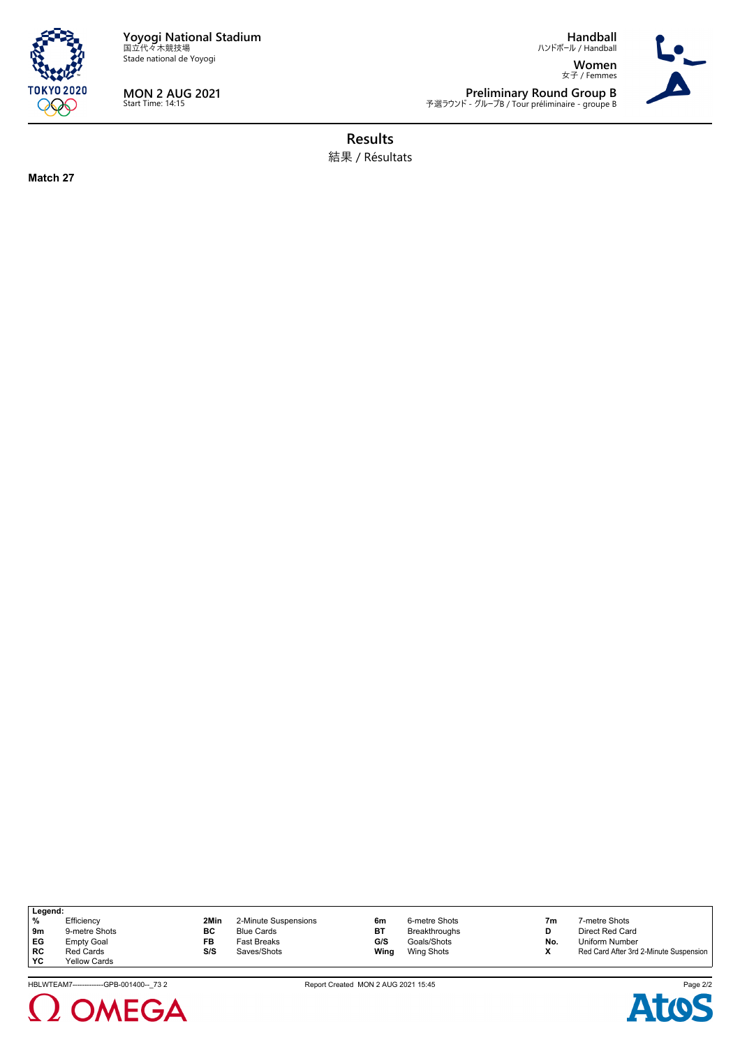# Results

結果 / Résultats

**Match 27**

| Legend: | | | | | | | |
|---|---|---|---|---|---|---|---|
| % | Efficiency | 2Min | 2-Minute Suspensions | 6m | 6-metre Shots | 7m | 7-metre Shots |
| 9m | 9-metre Shots | BC | Blue Cards | BT | Breakthroughs | D | Direct Red Card |
| EG | Empty Goal | FB | Fast Breaks | G/S | Goals/Shots | No. | Uniform Number |
| RC | Red Cards | S/S | Saves/Shots | Wing | Wing Shots | X | Red Card After 3rd 2-Minute Suspension |
| YC | Yellow Cards | | | | | | |

HBLWTEAM7-------------GPB-001400--_73 2

Report Created MON 2 AUG 2021 15:45